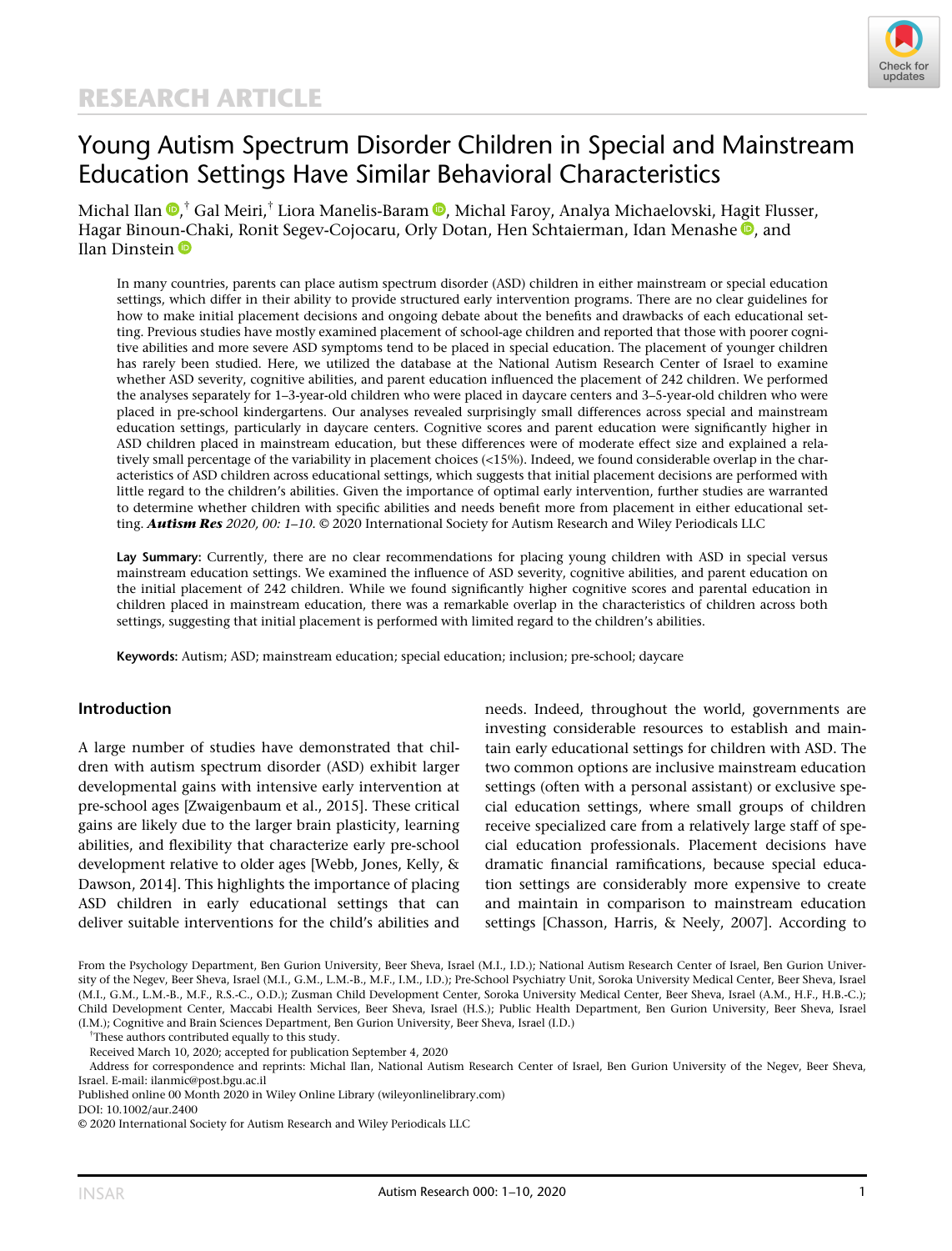RESEARCH ARTICLE

# Young Autism Spectrum Disorder Children in Special and Mainstream Education Settings Have Similar Behavioral Characteristics

Michal Ilan,† Gal Meiri,† Liora Manelis-Baram, Michal Faroy, Analya Michaelovski, Hagit Flusser, Hagar Binoun-Chaki, Ronit Segev-Cojocaru, Orly Dotan, Hen Schtaierman, Idan Menashe, and Ilan Dinstein

In many countries, parents can place autism spectrum disorder (ASD) children in either mainstream or special education settings, which differ in their ability to provide structured early intervention programs. There are no clear guidelines for how to make initial placement decisions and ongoing debate about the benefits and drawbacks of each educational setting. Previous studies have mostly examined placement of school-age children and reported that those with poorer cognitive abilities and more severe ASD symptoms tend to be placed in special education. The placement of younger children has rarely been studied. Here, we utilized the database at the National Autism Research Center of Israel to examine whether ASD severity, cognitive abilities, and parent education influenced the placement of 242 children. We performed the analyses separately for 1–3-year-old children who were placed in daycare centers and 3–5-year-old children who were placed in pre-school kindergartens. Our analyses revealed surprisingly small differences across special and mainstream education settings, particularly in daycare centers. Cognitive scores and parent education were significantly higher in ASD children placed in mainstream education, but these differences were of moderate effect size and explained a relatively small percentage of the variability in placement choices (<15%). Indeed, we found considerable overlap in the characteristics of ASD children across educational settings, which suggests that initial placement decisions are performed with little regard to the children's abilities. Given the importance of optimal early intervention, further studies are warranted to determine whether children with specific abilities and needs benefit more from placement in either educational setting. ***Autism Res** 2020, 00: 1–10.* © 2020 International Society for Autism Research and Wiley Periodicals LLC

**Lay Summary:** Currently, there are no clear recommendations for placing young children with ASD in special versus mainstream education settings. We examined the influence of ASD severity, cognitive abilities, and parent education on the initial placement of 242 children. While we found significantly higher cognitive scores and parental education in children placed in mainstream education, there was a remarkable overlap in the characteristics of children across both settings, suggesting that initial placement is performed with limited regard to the children's abilities.

**Keywords:** Autism; ASD; mainstream education; special education; inclusion; pre-school; daycare

## Introduction

A large number of studies have demonstrated that children with autism spectrum disorder (ASD) exhibit larger developmental gains with intensive early intervention at pre-school ages [Zwaigenbaum et al., 2015]. These critical gains are likely due to the larger brain plasticity, learning abilities, and flexibility that characterize early pre-school development relative to older ages [Webb, Jones, Kelly, & Dawson, 2014]. This highlights the importance of placing ASD children in early educational settings that can deliver suitable interventions for the child's abilities and needs. Indeed, throughout the world, governments are investing considerable resources to establish and maintain early educational settings for children with ASD. The two common options are inclusive mainstream education settings (often with a personal assistant) or exclusive special education settings, where small groups of children receive specialized care from a relatively large staff of special education professionals. Placement decisions have dramatic financial ramifications, because special education settings are considerably more expensive to create and maintain in comparison to mainstream education settings [Chasson, Harris, & Neely, 2007]. According to

From the Psychology Department, Ben Gurion University, Beer Sheva, Israel (M.I., I.D.); National Autism Research Center of Israel, Ben Gurion University of the Negev, Beer Sheva, Israel (M.I., G.M., L.M.-B., M.F., I.M., I.D.); Pre-School Psychiatry Unit, Soroka University Medical Center, Beer Sheva, Israel (M.I., G.M., L.M.-B., M.F., R.S.-C., O.D.); Zusman Child Development Center, Soroka University Medical Center, Beer Sheva, Israel (A.M., H.F., H.B.-C.); Child Development Center, Maccabi Health Services, Beer Sheva, Israel (H.S.); Public Health Department, Ben Gurion University, Beer Sheva, Israel (I.M.); Cognitive and Brain Sciences Department, Ben Gurion University, Beer Sheva, Israel (I.D.)

†These authors contributed equally to this study.

Received March 10, 2020; accepted for publication September 4, 2020

Address for correspondence and reprints: Michal Ilan, National Autism Research Center of Israel, Ben Gurion University of the Negev, Beer Sheva, Israel. E-mail: ilanmic@post.bgu.ac.il

Published online 00 Month 2020 in Wiley Online Library (wileyonlinelibrary.com)

DOI: 10.1002/aur.2400

© 2020 International Society for Autism Research and Wiley Periodicals LLC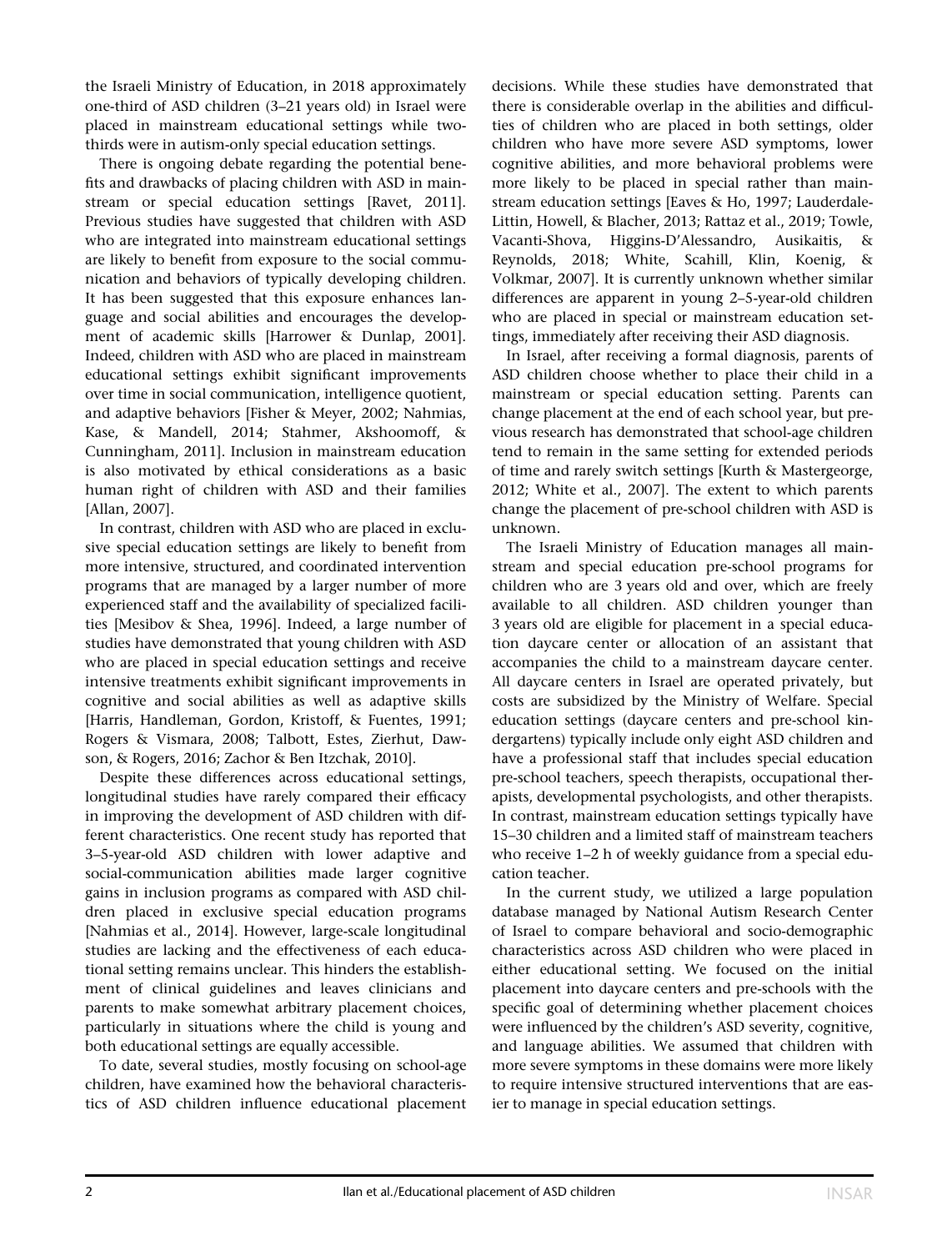the Israeli Ministry of Education, in 2018 approximately one-third of ASD children (3–21 years old) in Israel were placed in mainstream educational settings while two-thirds were in autism-only special education settings.

There is ongoing debate regarding the potential benefits and drawbacks of placing children with ASD in mainstream or special education settings [Ravet, 2011]. Previous studies have suggested that children with ASD who are integrated into mainstream educational settings are likely to benefit from exposure to the social communication and behaviors of typically developing children. It has been suggested that this exposure enhances language and social abilities and encourages the development of academic skills [Harrower & Dunlap, 2001]. Indeed, children with ASD who are placed in mainstream educational settings exhibit significant improvements over time in social communication, intelligence quotient, and adaptive behaviors [Fisher & Meyer, 2002; Nahmias, Kase, & Mandell, 2014; Stahmer, Akshoomoff, & Cunningham, 2011]. Inclusion in mainstream education is also motivated by ethical considerations as a basic human right of children with ASD and their families [Allan, 2007].

In contrast, children with ASD who are placed in exclusive special education settings are likely to benefit from more intensive, structured, and coordinated intervention programs that are managed by a larger number of more experienced staff and the availability of specialized facilities [Mesibov & Shea, 1996]. Indeed, a large number of studies have demonstrated that young children with ASD who are placed in special education settings and receive intensive treatments exhibit significant improvements in cognitive and social abilities as well as adaptive skills [Harris, Handleman, Gordon, Kristoff, & Fuentes, 1991; Rogers & Vismara, 2008; Talbott, Estes, Zierhut, Dawson, & Rogers, 2016; Zachor & Ben Itzchak, 2010].

Despite these differences across educational settings, longitudinal studies have rarely compared their efficacy in improving the development of ASD children with different characteristics. One recent study has reported that 3–5-year-old ASD children with lower adaptive and social-communication abilities made larger cognitive gains in inclusion programs as compared with ASD children placed in exclusive special education programs [Nahmias et al., 2014]. However, large-scale longitudinal studies are lacking and the effectiveness of each educational setting remains unclear. This hinders the establishment of clinical guidelines and leaves clinicians and parents to make somewhat arbitrary placement choices, particularly in situations where the child is young and both educational settings are equally accessible.

To date, several studies, mostly focusing on school-age children, have examined how the behavioral characteristics of ASD children influence educational placement decisions. While these studies have demonstrated that there is considerable overlap in the abilities and difficulties of children who are placed in both settings, older children who have more severe ASD symptoms, lower cognitive abilities, and more behavioral problems were more likely to be placed in special rather than mainstream education settings [Eaves & Ho, 1997; Lauderdale-Littin, Howell, & Blacher, 2013; Rattaz et al., 2019; Towle, Vacanti-Shova, Higgins-D'Alessandro, Ausikaitis, & Reynolds, 2018; White, Scahill, Klin, Koenig, & Volkmar, 2007]. It is currently unknown whether similar differences are apparent in young 2–5-year-old children who are placed in special or mainstream education settings, immediately after receiving their ASD diagnosis.

In Israel, after receiving a formal diagnosis, parents of ASD children choose whether to place their child in a mainstream or special education setting. Parents can change placement at the end of each school year, but previous research has demonstrated that school-age children tend to remain in the same setting for extended periods of time and rarely switch settings [Kurth & Mastergeorge, 2012; White et al., 2007]. The extent to which parents change the placement of pre-school children with ASD is unknown.

The Israeli Ministry of Education manages all mainstream and special education pre-school programs for children who are 3 years old and over, which are freely available to all children. ASD children younger than 3 years old are eligible for placement in a special education daycare center or allocation of an assistant that accompanies the child to a mainstream daycare center. All daycare centers in Israel are operated privately, but costs are subsidized by the Ministry of Welfare. Special education settings (daycare centers and pre-school kindergartens) typically include only eight ASD children and have a professional staff that includes special education pre-school teachers, speech therapists, occupational therapists, developmental psychologists, and other therapists. In contrast, mainstream education settings typically have 15–30 children and a limited staff of mainstream teachers who receive 1–2 h of weekly guidance from a special education teacher.

In the current study, we utilized a large population database managed by National Autism Research Center of Israel to compare behavioral and socio-demographic characteristics across ASD children who were placed in either educational setting. We focused on the initial placement into daycare centers and pre-schools with the specific goal of determining whether placement choices were influenced by the children's ASD severity, cognitive, and language abilities. We assumed that children with more severe symptoms in these domains were more likely to require intensive structured interventions that are easier to manage in special education settings.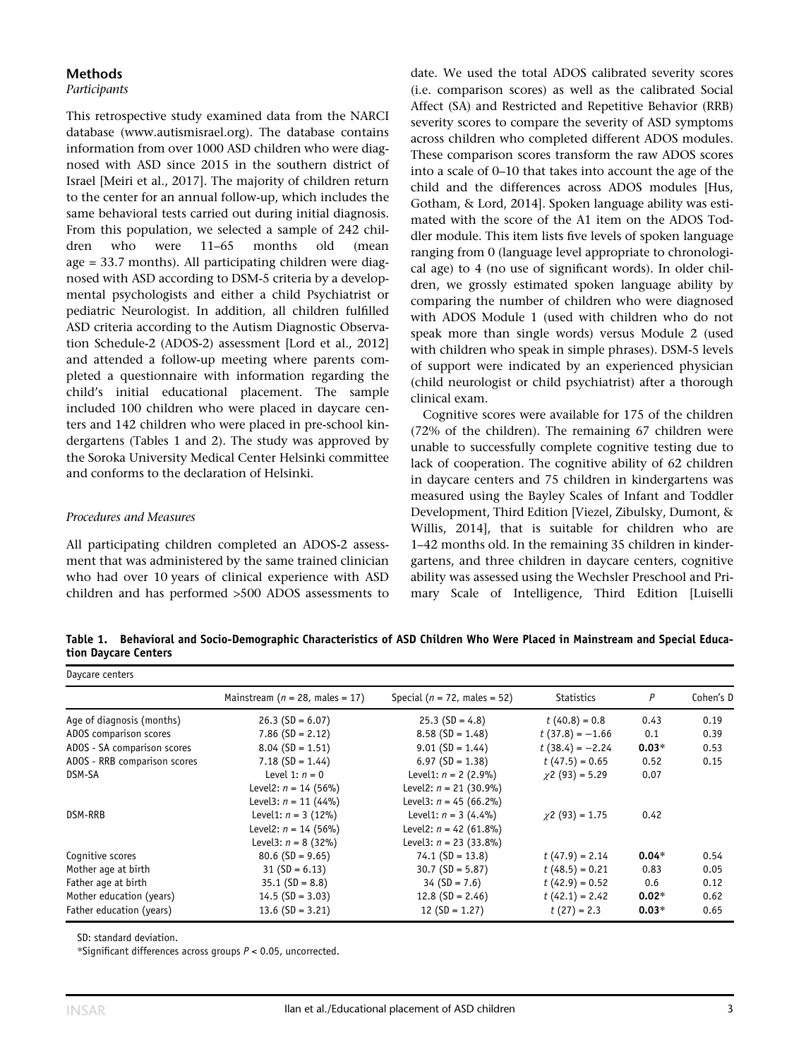## Methods

### *Participants*

This retrospective study examined data from the NARCI database (www.autismisrael.org). The database contains information from over 1000 ASD children who were diagnosed with ASD since 2015 in the southern district of Israel [Meiri et al., 2017]. The majority of children return to the center for an annual follow-up, which includes the same behavioral tests carried out during initial diagnosis. From this population, we selected a sample of 242 children who were 11–65 months old (mean age = 33.7 months). All participating children were diagnosed with ASD according to DSM-5 criteria by a developmental psychologists and either a child Psychiatrist or pediatric Neurologist. In addition, all children fulfilled ASD criteria according to the Autism Diagnostic Observation Schedule-2 (ADOS-2) assessment [Lord et al., 2012] and attended a follow-up meeting where parents completed a questionnaire with information regarding the child's initial educational placement. The sample included 100 children who were placed in daycare centers and 142 children who were placed in pre-school kindergartens (Tables 1 and 2). The study was approved by the Soroka University Medical Center Helsinki committee and conforms to the declaration of Helsinki.

### *Procedures and Measures*

All participating children completed an ADOS-2 assessment that was administered by the same trained clinician who had over 10 years of clinical experience with ASD children and has performed >500 ADOS assessments to date. We used the total ADOS calibrated severity scores (i.e. comparison scores) as well as the calibrated Social Affect (SA) and Restricted and Repetitive Behavior (RRB) severity scores to compare the severity of ASD symptoms across children who completed different ADOS modules. These comparison scores transform the raw ADOS scores into a scale of 0–10 that takes into account the age of the child and the differences across ADOS modules [Hus, Gotham, & Lord, 2014]. Spoken language ability was estimated with the score of the A1 item on the ADOS Toddler module. This item lists five levels of spoken language ranging from 0 (language level appropriate to chronological age) to 4 (no use of significant words). In older children, we grossly estimated spoken language ability by comparing the number of children who were diagnosed with ADOS Module 1 (used with children who do not speak more than single words) versus Module 2 (used with children who speak in simple phrases). DSM-5 levels of support were indicated by an experienced physician (child neurologist or child psychiatrist) after a thorough clinical exam.

Cognitive scores were available for 175 of the children (72% of the children). The remaining 67 children were unable to successfully complete cognitive testing due to lack of cooperation. The cognitive ability of 62 children in daycare centers and 75 children in kindergartens was measured using the Bayley Scales of Infant and Toddler Development, Third Edition [Viezel, Zibulsky, Dumont, & Willis, 2014], that is suitable for children who are 1–42 months old. In the remaining 35 children in kindergartens, and three children in daycare centers, cognitive ability was assessed using the Wechsler Preschool and Primary Scale of Intelligence, Third Edition [Luiselli

**Table 1. Behavioral and Socio-Demographic Characteristics of ASD Children Who Were Placed in Mainstream and Special Education Daycare Centers**

| Daycare centers | | | | | |
|---|---|---|---|---|---|
| | Mainstream ($n$ = 28, males = 17) | Special ($n$ = 72, males = 52) | Statistics | $P$ | Cohen's D |
| Age of diagnosis (months) | 26.3 (SD = 6.07) | 25.3 (SD = 4.8) | $t$ (40.8) = 0.8 | 0.43 | 0.19 |
| ADOS comparison scores | 7.86 (SD = 2.12) | 8.58 (SD = 1.48) | $t$ (37.8) = −1.66 | 0.1 | 0.39 |
| ADOS - SA comparison scores | 8.04 (SD = 1.51) | 9.01 (SD = 1.44) | $t$ (38.4) = −2.24 | **0.03*** | 0.53 |
| ADOS - RRB comparison scores | 7.18 (SD = 1.44) | 6.97 (SD = 1.38) | $t$ (47.5) = 0.65 | 0.52 | 0.15 |
| DSM-SA | Level 1: $n$ = 0<br>Level2: $n$ = 14 (56%)<br>Level3: $n$ = 11 (44%) | Level1: $n$ = 2 (2.9%)<br>Level2: $n$ = 21 (30.9%)<br>Level3: $n$ = 45 (66.2%) | $\chi 2$ (93) = 5.29 | 0.07 | |
| DSM-RRB | Level1: $n$ = 3 (12%)<br>Level2: $n$ = 14 (56%)<br>Level3: $n$ = 8 (32%) | Level1: $n$ = 3 (4.4%)<br>Level2: $n$ = 42 (61.8%)<br>Level3: $n$ = 23 (33.8%) | $\chi 2$ (93) = 1.75 | 0.42 | |
| Cognitive scores | 80.6 (SD = 9.65) | 74.1 (SD = 13.8) | $t$ (47.9) = 2.14 | **0.04*** | 0.54 |
| Mother age at birth | 31 (SD = 6.13) | 30.7 (SD = 5.87) | $t$ (48.5) = 0.21 | 0.83 | 0.05 |
| Father age at birth | 35.1 (SD = 8.8) | 34 (SD = 7.6) | $t$ (42.9) = 0.52 | 0.6 | 0.12 |
| Mother education (years) | 14.5 (SD = 3.03) | 12.8 (SD = 2.46) | $t$ (42.1) = 2.42 | **0.02*** | 0.62 |
| Father education (years) | 13.6 (SD = 3.21) | 12 (SD = 1.27) | $t$ (27) = 2.3 | **0.03*** | 0.65 |

SD: standard deviation.

*Significant differences across groups $P$ < 0.05, uncorrected.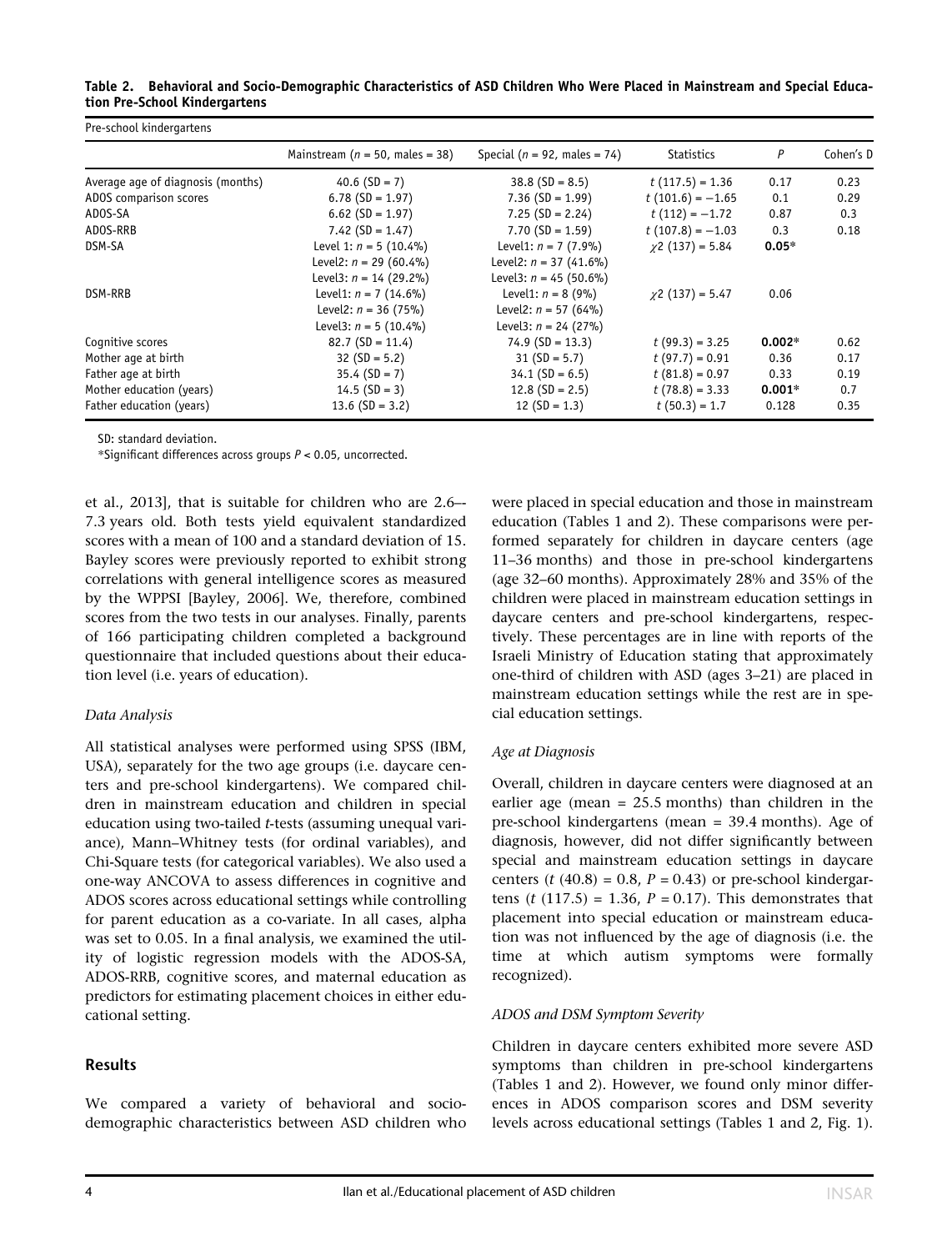**Table 2. Behavioral and Socio-Demographic Characteristics of ASD Children Who Were Placed in Mainstream and Special Education Pre-School Kindergartens**

| Pre-school kindergartens | | | | | |
|---|---|---|---|---|---|
| | Mainstream ($n$ = 50, males = 38) | Special ($n$ = 92, males = 74) | Statistics | $P$ | Cohen's D |
| Average age of diagnosis (months) | 40.6 (SD = 7) | 38.8 (SD = 8.5) | $t$ (117.5) = 1.36 | 0.17 | 0.23 |
| ADOS comparison scores | 6.78 (SD = 1.97) | 7.36 (SD = 1.99) | $t$ (101.6) = −1.65 | 0.1 | 0.29 |
| ADOS-SA | 6.62 (SD = 1.97) | 7.25 (SD = 2.24) | $t$ (112) = −1.72 | 0.87 | 0.3 |
| ADOS-RRB | 7.42 (SD = 1.47) | 7.70 (SD = 1.59) | $t$ (107.8) = −1.03 | 0.3 | 0.18 |
| DSM-SA | Level 1: $n$ = 5 (10.4%)<br>Level2: $n$ = 29 (60.4%)<br>Level3: $n$ = 14 (29.2%) | Level1: $n$ = 7 (7.9%)<br>Level2: $n$ = 37 (41.6%)<br>Level3: $n$ = 45 (50.6%) | $\chi2$ (137) = 5.84 | **0.05*** | |
| DSM-RRB | Level1: $n$ = 7 (14.6%)<br>Level2: $n$ = 36 (75%)<br>Level3: $n$ = 5 (10.4%) | Level1: $n$ = 8 (9%)<br>Level2: $n$ = 57 (64%)<br>Level3: $n$ = 24 (27%) | $\chi2$ (137) = 5.47 | 0.06 | |
| Cognitive scores | 82.7 (SD = 11.4) | 74.9 (SD = 13.3) | $t$ (99.3) = 3.25 | **0.002*** | 0.62 |
| Mother age at birth | 32 (SD = 5.2) | 31 (SD = 5.7) | $t$ (97.7) = 0.91 | 0.36 | 0.17 |
| Father age at birth | 35.4 (SD = 7) | 34.1 (SD = 6.5) | $t$ (81.8) = 0.97 | 0.33 | 0.19 |
| Mother education (years) | 14.5 (SD = 3) | 12.8 (SD = 2.5) | $t$ (78.8) = 3.33 | **0.001*** | 0.7 |
| Father education (years) | 13.6 (SD = 3.2) | 12 (SD = 1.3) | $t$ (50.3) = 1.7 | 0.128 | 0.35 |

SD: standard deviation.

*Significant differences across groups $P < 0.05$, uncorrected.

et al., 2013], that is suitable for children who are 2.6–-7.3 years old. Both tests yield equivalent standardized scores with a mean of 100 and a standard deviation of 15. Bayley scores were previously reported to exhibit strong correlations with general intelligence scores as measured by the WPPSI [Bayley, 2006]. We, therefore, combined scores from the two tests in our analyses. Finally, parents of 166 participating children completed a background questionnaire that included questions about their education level (i.e. years of education).

### *Data Analysis*

All statistical analyses were performed using SPSS (IBM, USA), separately for the two age groups (i.e. daycare centers and pre-school kindergartens). We compared children in mainstream education and children in special education using two-tailed *t*-tests (assuming unequal variance), Mann–Whitney tests (for ordinal variables), and Chi-Square tests (for categorical variables). We also used a one-way ANCOVA to assess differences in cognitive and ADOS scores across educational settings while controlling for parent education as a co-variate. In all cases, alpha was set to 0.05. In a final analysis, we examined the utility of logistic regression models with the ADOS-SA, ADOS-RRB, cognitive scores, and maternal education as predictors for estimating placement choices in either educational setting.

## Results

We compared a variety of behavioral and socio-demographic characteristics between ASD children who were placed in special education and those in mainstream education (Tables 1 and 2). These comparisons were performed separately for children in daycare centers (age 11–36 months) and those in pre-school kindergartens (age 32–60 months). Approximately 28% and 35% of the children were placed in mainstream education settings in daycare centers and pre-school kindergartens, respectively. These percentages are in line with reports of the Israeli Ministry of Education stating that approximately one-third of children with ASD (ages 3–21) are placed in mainstream education settings while the rest are in special education settings.

### *Age at Diagnosis*

Overall, children in daycare centers were diagnosed at an earlier age (mean = 25.5 months) than children in the pre-school kindergartens (mean = 39.4 months). Age of diagnosis, however, did not differ significantly between special and mainstream education settings in daycare centers ($t$ (40.8) = 0.8, $P$ = 0.43) or pre-school kindergartens ($t$ (117.5) = 1.36, $P$ = 0.17). This demonstrates that placement into special education or mainstream education was not influenced by the age of diagnosis (i.e. the time at which autism symptoms were formally recognized).

### *ADOS and DSM Symptom Severity*

Children in daycare centers exhibited more severe ASD symptoms than children in pre-school kindergartens (Tables 1 and 2). However, we found only minor differences in ADOS comparison scores and DSM severity levels across educational settings (Tables 1 and 2, Fig. 1).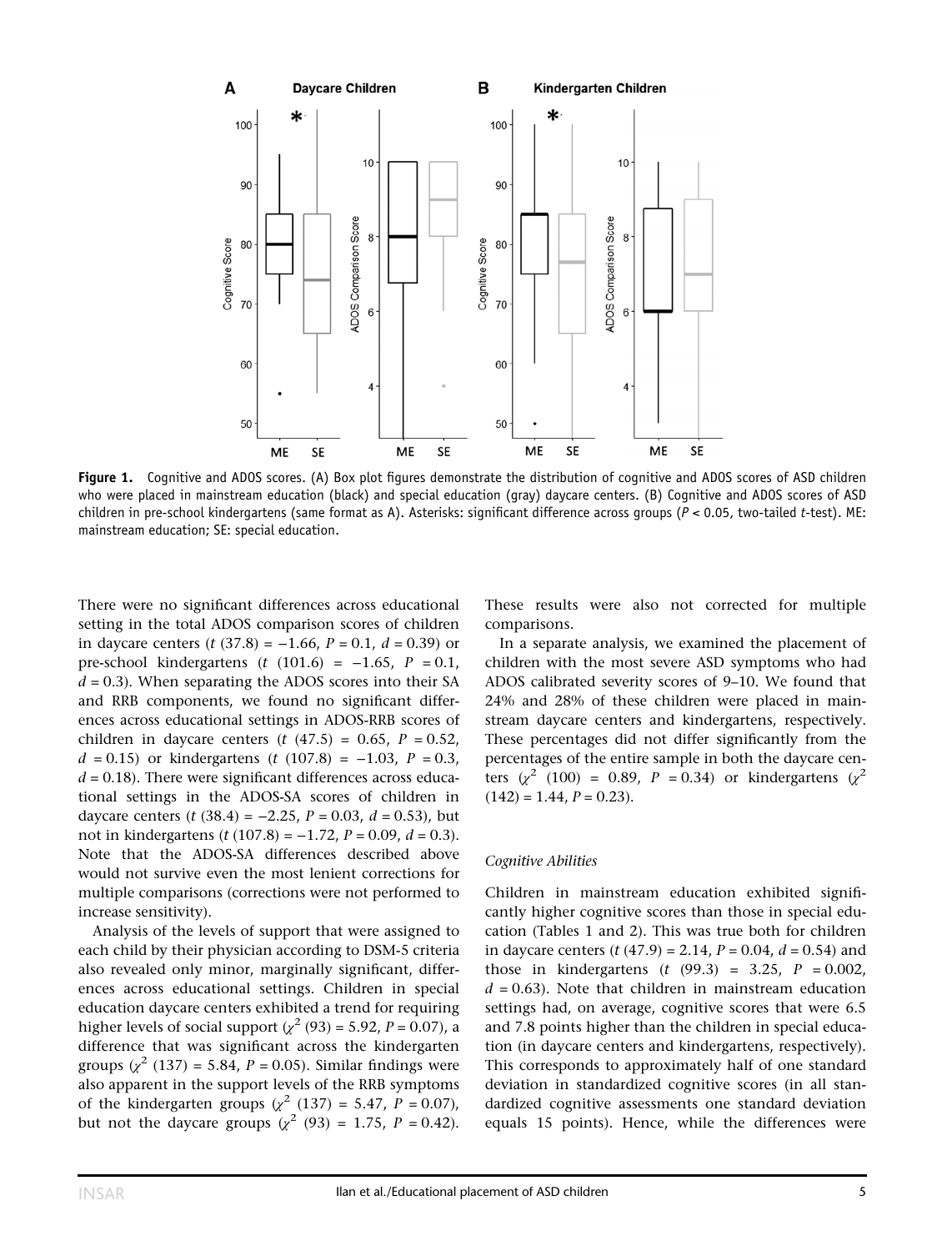**Figure 1.** Cognitive and ADOS scores. (A) Box plot figures demonstrate the distribution of cognitive and ADOS scores of ASD children who were placed in mainstream education (black) and special education (gray) daycare centers. (B) Cognitive and ADOS scores of ASD children in pre-school kindergartens (same format as A). Asterisks: significant difference across groups ($P < 0.05$, two-tailed $t$-test). ME: mainstream education; SE: special education.

There were no significant differences across educational setting in the total ADOS comparison scores of children in daycare centers ($t$ (37.8) = −1.66, $P = 0.1$, $d = 0.39$) or pre-school kindergartens ($t$ (101.6) = −1.65, $P = 0.1$, $d = 0.3$). When separating the ADOS scores into their SA and RRB components, we found no significant differences across educational settings in ADOS-RRB scores of children in daycare centers ($t$ (47.5) = 0.65, $P = 0.52$, $d = 0.15$) or kindergartens ($t$ (107.8) = −1.03, $P = 0.3$, $d = 0.18$). There were significant differences across educational settings in the ADOS-SA scores of children in daycare centers ($t$ (38.4) = −2.25, $P = 0.03$, $d = 0.53$), but not in kindergartens ($t$ (107.8) = −1.72, $P = 0.09$, $d = 0.3$). Note that the ADOS-SA differences described above would not survive even the most lenient corrections for multiple comparisons (corrections were not performed to increase sensitivity).

Analysis of the levels of support that were assigned to each child by their physician according to DSM-5 criteria also revealed only minor, marginally significant, differences across educational settings. Children in special education daycare centers exhibited a trend for requiring higher levels of social support ($\chi^2$ (93) = 5.92, $P = 0.07$), a difference that was significant across the kindergarten groups ($\chi^2$ (137) = 5.84, $P = 0.05$). Similar findings were also apparent in the support levels of the RRB symptoms of the kindergarten groups ($\chi^2$ (137) = 5.47, $P = 0.07$), but not the daycare groups ($\chi^2$ (93) = 1.75, $P = 0.42$). These results were also not corrected for multiple comparisons.

In a separate analysis, we examined the placement of children with the most severe ASD symptoms who had ADOS calibrated severity scores of 9–10. We found that 24% and 28% of these children were placed in mainstream daycare centers and kindergartens, respectively. These percentages did not differ significantly from the percentages of the entire sample in both the daycare centers ($\chi^2$ (100) = 0.89, $P = 0.34$) or kindergartens ($\chi^2$ (142) = 1.44, $P = 0.23$).

### *Cognitive Abilities*

Children in mainstream education exhibited significantly higher cognitive scores than those in special education (Tables 1 and 2). This was true both for children in daycare centers ($t$ (47.9) = 2.14, $P = 0.04$, $d = 0.54$) and those in kindergartens ($t$ (99.3) = 3.25, $P = 0.002$, $d = 0.63$). Note that children in mainstream education settings had, on average, cognitive scores that were 6.5 and 7.8 points higher than the children in special education (in daycare centers and kindergartens, respectively). This corresponds to approximately half of one standard deviation in standardized cognitive scores (in all standardized cognitive assessments one standard deviation equals 15 points). Hence, while the differences were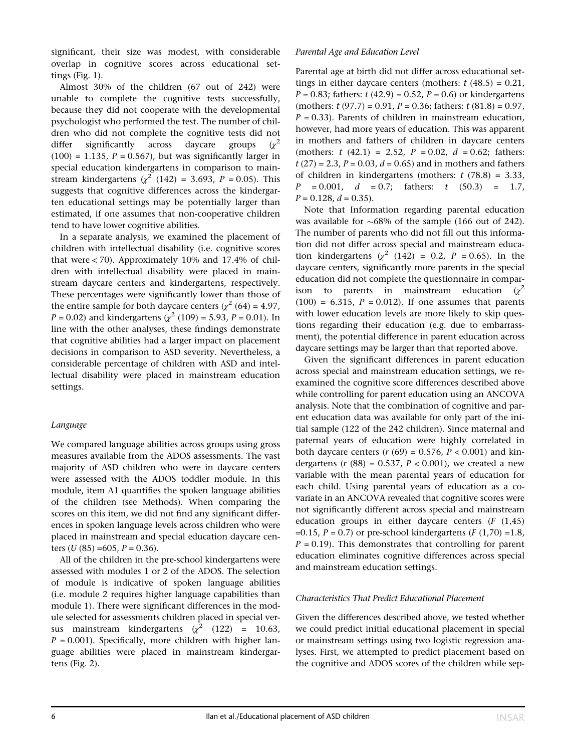significant, their size was modest, with considerable overlap in cognitive scores across educational settings (Fig. 1).

Almost 30% of the children (67 out of 242) were unable to complete the cognitive tests successfully, because they did not cooperate with the developmental psychologist who performed the test. The number of children who did not complete the cognitive tests did not differ significantly across daycare groups ($\chi^2$ (100) = 1.135, $P$ = 0.567), but was significantly larger in special education kindergartens in comparison to mainstream kindergartens ($\chi^2$ (142) = 3.693, $P$ = 0.05). This suggests that cognitive differences across the kindergarten educational settings may be potentially larger than estimated, if one assumes that non-cooperative children tend to have lower cognitive abilities.

In a separate analysis, we examined the placement of children with intellectual disability (i.e. cognitive scores that were < 70). Approximately 10% and 17.4% of children with intellectual disability were placed in mainstream daycare centers and kindergartens, respectively. These percentages were significantly lower than those of the entire sample for both daycare centers ($\chi^2$ (64) = 4.97, $P$ = 0.02) and kindergartens ($\chi^2$ (109) = 5.93, $P$ = 0.01). In line with the other analyses, these findings demonstrate that cognitive abilities had a larger impact on placement decisions in comparison to ASD severity. Nevertheless, a considerable percentage of children with ASD and intellectual disability were placed in mainstream education settings.

### *Language*

We compared language abilities across groups using gross measures available from the ADOS assessments. The vast majority of ASD children who were in daycare centers were assessed with the ADOS toddler module. In this module, item A1 quantifies the spoken language abilities of the children (see Methods). When comparing the scores on this item, we did not find any significant differences in spoken language levels across children who were placed in mainstream and special education daycare centers ($U$ (85) =605, $P$ = 0.36).

All of the children in the pre-school kindergartens were assessed with modules 1 or 2 of the ADOS. The selection of module is indicative of spoken language abilities (i.e. module 2 requires higher language capabilities than module 1). There were significant differences in the module selected for assessments children placed in special versus mainstream kindergartens ($\chi^2$ (122) = 10.63, $P$ = 0.001). Specifically, more children with higher language abilities were placed in mainstream kindergartens (Fig. 2).

### *Parental Age and Education Level*

Parental age at birth did not differ across educational settings in either daycare centers (mothers: $t$ (48.5) = 0.21, $P$ = 0.83; fathers: $t$ (42.9) = 0.52, $P$ = 0.6) or kindergartens (mothers: $t$ (97.7) = 0.91, $P$ = 0.36; fathers: $t$ (81.8) = 0.97, $P$ = 0.33). Parents of children in mainstream education, however, had more years of education. This was apparent in mothers and fathers of children in daycare centers (mothers: $t$ (42.1) = 2.52, $P$ = 0.02, $d$ = 0.62; fathers: $t$ (27) = 2.3, $P$ = 0.03, $d$ = 0.65) and in mothers and fathers of children in kindergartens (mothers: $t$ (78.8) = 3.33, $P$ = 0.001, $d$ = 0.7; fathers: $t$ (50.3) = 1.7, $P$ = 0.128, $d$ = 0.35).

Note that Information regarding parental education was available for ~68% of the sample (166 out of 242). The number of parents who did not fill out this information did not differ across special and mainstream education kindergartens ($\chi^2$ (142) = 0.2, $P$ = 0.65). In the daycare centers, significantly more parents in the special education did not complete the questionnaire in comparison to parents in mainstream education ($\chi^2$ (100) = 6.315, $P$ = 0.012). If one assumes that parents with lower education levels are more likely to skip questions regarding their education (e.g. due to embarrassment), the potential difference in parent education across daycare settings may be larger than that reported above.

Given the significant differences in parent education across special and mainstream education settings, we re-examined the cognitive score differences described above while controlling for parent education using an ANCOVA analysis. Note that the combination of cognitive and parent education data was available for only part of the initial sample (122 of the 242 children). Since maternal and paternal years of education were highly correlated in both daycare centers ($r$ (69) = 0.576, $P$ < 0.001) and kindergartens ($r$ (88) = 0.537, $P$ < 0.001), we created a new variable with the mean parental years of education for each child. Using parental years of education as a co-variate in an ANCOVA revealed that cognitive scores were not significantly different across special and mainstream education groups in either daycare centers ($F$ (1,45) =0.15, $P$ = 0.7) or pre-school kindergartens ($F$ (1,70) =1.8, $P$ = 0.19). This demonstrates that controlling for parent education eliminates cognitive differences across special and mainstream education settings.

### *Characteristics That Predict Educational Placement*

Given the differences described above, we tested whether we could predict initial educational placement in special or mainstream settings using two logistic regression analyses. First, we attempted to predict placement based on the cognitive and ADOS scores of the children while sep-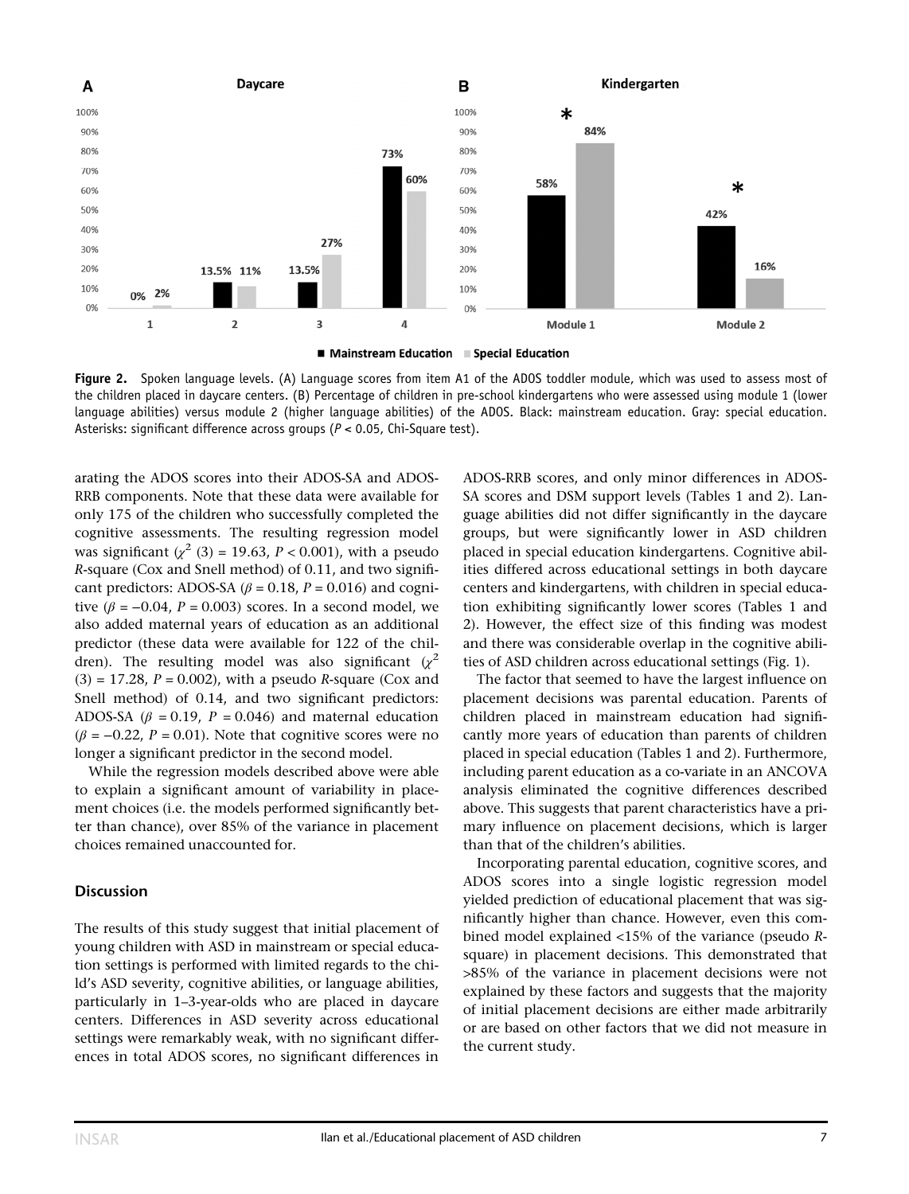**Figure 2.** Spoken language levels. (A) Language scores from item A1 of the ADOS toddler module, which was used to assess most of the children placed in daycare centers. (B) Percentage of children in pre-school kindergartens who were assessed using module 1 (lower language abilities) versus module 2 (higher language abilities) of the ADOS. Black: mainstream education. Gray: special education. Asterisks: significant difference across groups ($P < 0.05$, Chi-Square test).

arating the ADOS scores into their ADOS-SA and ADOS-RRB components. Note that these data were available for only 175 of the children who successfully completed the cognitive assessments. The resulting regression model was significant ($\chi^2$ (3) = 19.63, $P < 0.001$), with a pseudo $R$-square (Cox and Snell method) of 0.11, and two significant predictors: ADOS-SA ($\beta = 0.18$, $P = 0.016$) and cognitive ($\beta = -0.04$, $P = 0.003$) scores. In a second model, we also added maternal years of education as an additional predictor (these data were available for 122 of the children). The resulting model was also significant ($\chi^2$ (3) = 17.28, $P = 0.002$), with a pseudo $R$-square (Cox and Snell method) of 0.14, and two significant predictors: ADOS-SA ($\beta = 0.19$, $P = 0.046$) and maternal education ($\beta = -0.22$, $P = 0.01$). Note that cognitive scores were no longer a significant predictor in the second model.

While the regression models described above were able to explain a significant amount of variability in placement choices (i.e. the models performed significantly better than chance), over 85% of the variance in placement choices remained unaccounted for.

## Discussion

The results of this study suggest that initial placement of young children with ASD in mainstream or special education settings is performed with limited regards to the child's ASD severity, cognitive abilities, or language abilities, particularly in 1–3-year-olds who are placed in daycare centers. Differences in ASD severity across educational settings were remarkably weak, with no significant differences in total ADOS scores, no significant differences in ADOS-RRB scores, and only minor differences in ADOS-SA scores and DSM support levels (Tables 1 and 2). Language abilities did not differ significantly in the daycare groups, but were significantly lower in ASD children placed in special education kindergartens. Cognitive abilities differed across educational settings in both daycare centers and kindergartens, with children in special education exhibiting significantly lower scores (Tables 1 and 2). However, the effect size of this finding was modest and there was considerable overlap in the cognitive abilities of ASD children across educational settings (Fig. 1).

The factor that seemed to have the largest influence on placement decisions was parental education. Parents of children placed in mainstream education had significantly more years of education than parents of children placed in special education (Tables 1 and 2). Furthermore, including parent education as a co-variate in an ANCOVA analysis eliminated the cognitive differences described above. This suggests that parent characteristics have a primary influence on placement decisions, which is larger than that of the children's abilities.

Incorporating parental education, cognitive scores, and ADOS scores into a single logistic regression model yielded prediction of educational placement that was significantly higher than chance. However, even this combined model explained <15% of the variance (pseudo $R$-square) in placement decisions. This demonstrated that >85% of the variance in placement decisions were not explained by these factors and suggests that the majority of initial placement decisions are either made arbitrarily or are based on other factors that we did not measure in the current study.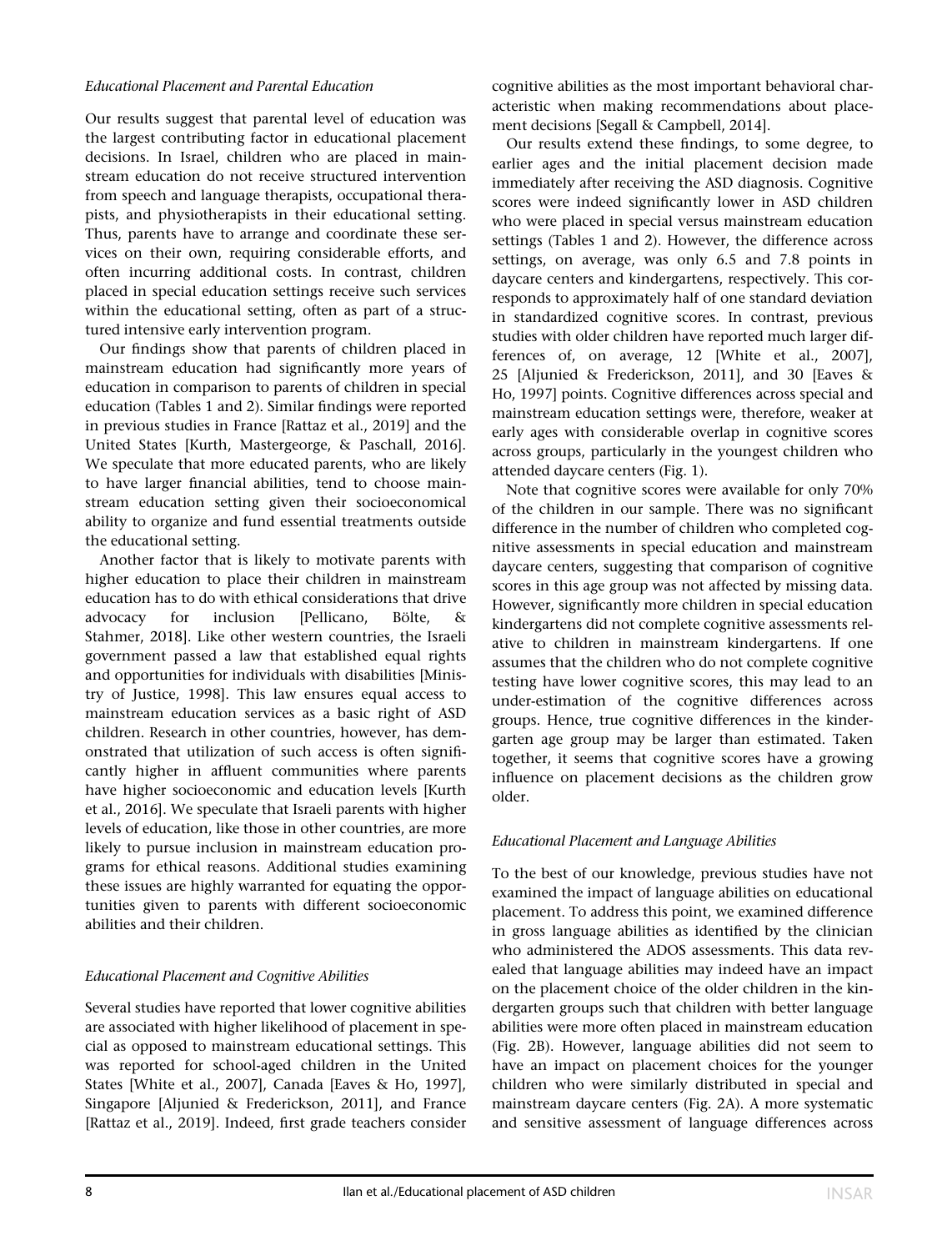### *Educational Placement and Parental Education*

Our results suggest that parental level of education was the largest contributing factor in educational placement decisions. In Israel, children who are placed in mainstream education do not receive structured intervention from speech and language therapists, occupational therapists, and physiotherapists in their educational setting. Thus, parents have to arrange and coordinate these services on their own, requiring considerable efforts, and often incurring additional costs. In contrast, children placed in special education settings receive such services within the educational setting, often as part of a structured intensive early intervention program.

Our findings show that parents of children placed in mainstream education had significantly more years of education in comparison to parents of children in special education (Tables 1 and 2). Similar findings were reported in previous studies in France [Rattaz et al., 2019] and the United States [Kurth, Mastergeorge, & Paschall, 2016]. We speculate that more educated parents, who are likely to have larger financial abilities, tend to choose mainstream education setting given their socioeconomical ability to organize and fund essential treatments outside the educational setting.

Another factor that is likely to motivate parents with higher education to place their children in mainstream education has to do with ethical considerations that drive advocacy for inclusion [Pellicano, Bölte, & Stahmer, 2018]. Like other western countries, the Israeli government passed a law that established equal rights and opportunities for individuals with disabilities [Ministry of Justice, 1998]. This law ensures equal access to mainstream education services as a basic right of ASD children. Research in other countries, however, has demonstrated that utilization of such access is often significantly higher in affluent communities where parents have higher socioeconomic and education levels [Kurth et al., 2016]. We speculate that Israeli parents with higher levels of education, like those in other countries, are more likely to pursue inclusion in mainstream education programs for ethical reasons. Additional studies examining these issues are highly warranted for equating the opportunities given to parents with different socioeconomic abilities and their children.

### *Educational Placement and Cognitive Abilities*

Several studies have reported that lower cognitive abilities are associated with higher likelihood of placement in special as opposed to mainstream educational settings. This was reported for school-aged children in the United States [White et al., 2007], Canada [Eaves & Ho, 1997], Singapore [Aljunied & Frederickson, 2011], and France [Rattaz et al., 2019]. Indeed, first grade teachers consider cognitive abilities as the most important behavioral characteristic when making recommendations about placement decisions [Segall & Campbell, 2014].

Our results extend these findings, to some degree, to earlier ages and the initial placement decision made immediately after receiving the ASD diagnosis. Cognitive scores were indeed significantly lower in ASD children who were placed in special versus mainstream education settings (Tables 1 and 2). However, the difference across settings, on average, was only 6.5 and 7.8 points in daycare centers and kindergartens, respectively. This corresponds to approximately half of one standard deviation in standardized cognitive scores. In contrast, previous studies with older children have reported much larger differences of, on average, 12 [White et al., 2007], 25 [Aljunied & Frederickson, 2011], and 30 [Eaves & Ho, 1997] points. Cognitive differences across special and mainstream education settings were, therefore, weaker at early ages with considerable overlap in cognitive scores across groups, particularly in the youngest children who attended daycare centers (Fig. 1).

Note that cognitive scores were available for only 70% of the children in our sample. There was no significant difference in the number of children who completed cognitive assessments in special education and mainstream daycare centers, suggesting that comparison of cognitive scores in this age group was not affected by missing data. However, significantly more children in special education kindergartens did not complete cognitive assessments relative to children in mainstream kindergartens. If one assumes that the children who do not complete cognitive testing have lower cognitive scores, this may lead to an under-estimation of the cognitive differences across groups. Hence, true cognitive differences in the kindergarten age group may be larger than estimated. Taken together, it seems that cognitive scores have a growing influence on placement decisions as the children grow older.

### *Educational Placement and Language Abilities*

To the best of our knowledge, previous studies have not examined the impact of language abilities on educational placement. To address this point, we examined difference in gross language abilities as identified by the clinician who administered the ADOS assessments. This data revealed that language abilities may indeed have an impact on the placement choice of the older children in the kindergarten groups such that children with better language abilities were more often placed in mainstream education (Fig. 2B). However, language abilities did not seem to have an impact on placement choices for the younger children who were similarly distributed in special and mainstream daycare centers (Fig. 2A). A more systematic and sensitive assessment of language differences across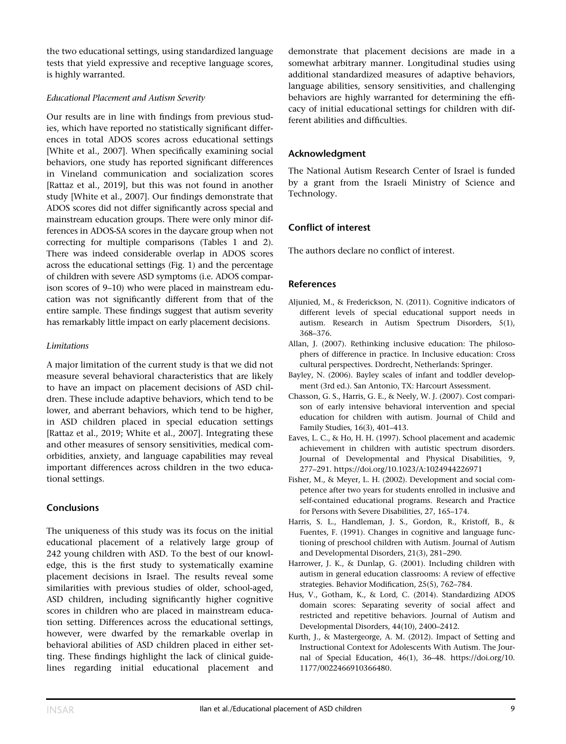the two educational settings, using standardized language tests that yield expressive and receptive language scores, is highly warranted.

### *Educational Placement and Autism Severity*

Our results are in line with findings from previous studies, which have reported no statistically significant differences in total ADOS scores across educational settings [White et al., 2007]. When specifically examining social behaviors, one study has reported significant differences in Vineland communication and socialization scores [Rattaz et al., 2019], but this was not found in another study [White et al., 2007]. Our findings demonstrate that ADOS scores did not differ significantly across special and mainstream education groups. There were only minor differences in ADOS-SA scores in the daycare group when not correcting for multiple comparisons (Tables 1 and 2). There was indeed considerable overlap in ADOS scores across the educational settings (Fig. 1) and the percentage of children with severe ASD symptoms (i.e. ADOS comparison scores of 9–10) who were placed in mainstream education was not significantly different from that of the entire sample. These findings suggest that autism severity has remarkably little impact on early placement decisions.

### *Limitations*

A major limitation of the current study is that we did not measure several behavioral characteristics that are likely to have an impact on placement decisions of ASD children. These include adaptive behaviors, which tend to be lower, and aberrant behaviors, which tend to be higher, in ASD children placed in special education settings [Rattaz et al., 2019; White et al., 2007]. Integrating these and other measures of sensory sensitivities, medical comorbidities, anxiety, and language capabilities may reveal important differences across children in the two educational settings.

## Conclusions

The uniqueness of this study was its focus on the initial educational placement of a relatively large group of 242 young children with ASD. To the best of our knowledge, this is the first study to systematically examine placement decisions in Israel. The results reveal some similarities with previous studies of older, school-aged, ASD children, including significantly higher cognitive scores in children who are placed in mainstream education setting. Differences across the educational settings, however, were dwarfed by the remarkable overlap in behavioral abilities of ASD children placed in either setting. These findings highlight the lack of clinical guidelines regarding initial educational placement and demonstrate that placement decisions are made in a somewhat arbitrary manner. Longitudinal studies using additional standardized measures of adaptive behaviors, language abilities, sensory sensitivities, and challenging behaviors are highly warranted for determining the efficacy of initial educational settings for children with different abilities and difficulties.

## Acknowledgment

The National Autism Research Center of Israel is funded by a grant from the Israeli Ministry of Science and Technology.

## Conflict of interest

The authors declare no conflict of interest.

## References

Aljunied, M., & Frederickson, N. (2011). Cognitive indicators of different levels of special educational support needs in autism. Research in Autism Spectrum Disorders, 5(1), 368–376.

Allan, J. (2007). Rethinking inclusive education: The philosophers of difference in practice. In Inclusive education: Cross cultural perspectives. Dordrecht, Netherlands: Springer.

Bayley, N. (2006). Bayley scales of infant and toddler development (3rd ed.). San Antonio, TX: Harcourt Assessment.

Chasson, G. S., Harris, G. E., & Neely, W. J. (2007). Cost comparison of early intensive behavioral intervention and special education for children with autism. Journal of Child and Family Studies, 16(3), 401–413.

Eaves, L. C., & Ho, H. H. (1997). School placement and academic achievement in children with autistic spectrum disorders. Journal of Developmental and Physical Disabilities, 9, 277–291. https://doi.org/10.1023/A:1024944226971

Fisher, M., & Meyer, L. H. (2002). Development and social competence after two years for students enrolled in inclusive and self-contained educational programs. Research and Practice for Persons with Severe Disabilities, 27, 165–174.

Harris, S. L., Handleman, J. S., Gordon, R., Kristoff, B., & Fuentes, F. (1991). Changes in cognitive and language functioning of preschool children with Autism. Journal of Autism and Developmental Disorders, 21(3), 281–290.

Harrower, J. K., & Dunlap, G. (2001). Including children with autism in general education classrooms: A review of effective strategies. Behavior Modification, 25(5), 762–784.

Hus, V., Gotham, K., & Lord, C. (2014). Standardizing ADOS domain scores: Separating severity of social affect and restricted and repetitive behaviors. Journal of Autism and Developmental Disorders, 44(10), 2400–2412.

Kurth, J., & Mastergeorge, A. M. (2012). Impact of Setting and Instructional Context for Adolescents With Autism. The Journal of Special Education, 46(1), 36–48. https://doi.org/10.1177/0022466910366480.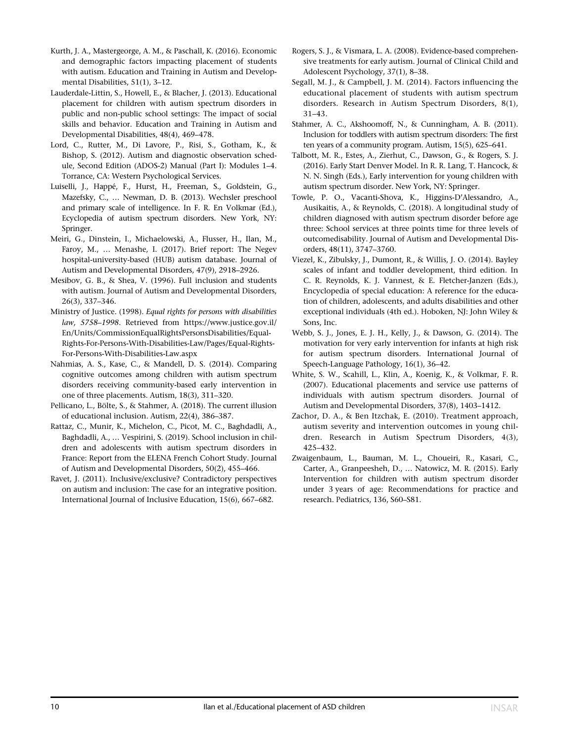Kurth, J. A., Mastergeorge, A. M., & Paschall, K. (2016). Economic and demographic factors impacting placement of students with autism. Education and Training in Autism and Developmental Disabilities, 51(1), 3–12.

Lauderdale-Littin, S., Howell, E., & Blacher, J. (2013). Educational placement for children with autism spectrum disorders in public and non-public school settings: The impact of social skills and behavior. Education and Training in Autism and Developmental Disabilities, 48(4), 469–478.

Lord, C., Rutter, M., Di Lavore, P., Risi, S., Gotham, K., & Bishop, S. (2012). Autism and diagnostic observation schedule, Second Edition (ADOS-2) Manual (Part I): Modules 1–4. Torrance, CA: Western Psychological Services.

Luiselli, J., Happé, F., Hurst, H., Freeman, S., Goldstein, G., Mazefsky, C., … Newman, D. B. (2013). Wechsler preschool and primary scale of intelligence. In F. R. En Volkmar (Ed.), Ecyclopedia of autism spectrum disorders. New York, NY: Springer.

Meiri, G., Dinstein, I., Michaelowski, A., Flusser, H., Ilan, M., Faroy, M., … Menashe, I. (2017). Brief report: The Negev hospital-university-based (HUB) autism database. Journal of Autism and Developmental Disorders, 47(9), 2918–2926.

Mesibov, G. B., & Shea, V. (1996). Full inclusion and students with autism. Journal of Autism and Developmental Disorders, 26(3), 337–346.

Ministry of Justice. (1998). *Equal rights for persons with disabilities law, 5758–1998*. Retrieved from https://www.justice.gov.il/En/Units/CommissionEqualRightsPersonsDisabilities/Equal-Rights-For-Persons-With-Disabilities-Law/Pages/Equal-Rights-For-Persons-With-Disabilities-Law.aspx

Nahmias, A. S., Kase, C., & Mandell, D. S. (2014). Comparing cognitive outcomes among children with autism spectrum disorders receiving community-based early intervention in one of three placements. Autism, 18(3), 311–320.

Pellicano, L., Bölte, S., & Stahmer, A. (2018). The current illusion of educational inclusion. Autism, 22(4), 386–387.

Rattaz, C., Munir, K., Michelon, C., Picot, M. C., Baghdadli, A., Baghdadli, A., … Vespirini, S. (2019). School inclusion in children and adolescents with autism spectrum disorders in France: Report from the ELENA French Cohort Study. Journal of Autism and Developmental Disorders, 50(2), 455–466.

Ravet, J. (2011). Inclusive/exclusive? Contradictory perspectives on autism and inclusion: The case for an integrative position. International Journal of Inclusive Education, 15(6), 667–682.

Rogers, S. J., & Vismara, L. A. (2008). Evidence-based comprehensive treatments for early autism. Journal of Clinical Child and Adolescent Psychology, 37(1), 8–38.

Segall, M. J., & Campbell, J. M. (2014). Factors influencing the educational placement of students with autism spectrum disorders. Research in Autism Spectrum Disorders, 8(1), 31–43.

Stahmer, A. C., Akshoomoff, N., & Cunningham, A. B. (2011). Inclusion for toddlers with autism spectrum disorders: The first ten years of a community program. Autism, 15(5), 625–641.

Talbott, M. R., Estes, A., Zierhut, C., Dawson, G., & Rogers, S. J. (2016). Early Start Denver Model. In R. R. Lang, T. Hancock, & N. N. Singh (Eds.), Early intervention for young children with autism spectrum disorder. New York, NY: Springer.

Towle, P. O., Vacanti-Shova, K., Higgins-D'Alessandro, A., Ausikaitis, A., & Reynolds, C. (2018). A longitudinal study of children diagnosed with autism spectrum disorder before age three: School services at three points time for three levels of outcomedisability. Journal of Autism and Developmental Disorders, 48(11), 3747–3760.

Viezel, K., Zibulsky, J., Dumont, R., & Willis, J. O. (2014). Bayley scales of infant and toddler development, third edition. In C. R. Reynolds, K. J. Vannest, & E. Fletcher-Janzen (Eds.), Encyclopedia of special education: A reference for the education of children, adolescents, and adults disabilities and other exceptional individuals (4th ed.). Hoboken, NJ: John Wiley & Sons, Inc.

Webb, S. J., Jones, E. J. H., Kelly, J., & Dawson, G. (2014). The motivation for very early intervention for infants at high risk for autism spectrum disorders. International Journal of Speech-Language Pathology, 16(1), 36–42.

White, S. W., Scahill, L., Klin, A., Koenig, K., & Volkmar, F. R. (2007). Educational placements and service use patterns of individuals with autism spectrum disorders. Journal of Autism and Developmental Disorders, 37(8), 1403–1412.

Zachor, D. A., & Ben Itzchak, E. (2010). Treatment approach, autism severity and intervention outcomes in young children. Research in Autism Spectrum Disorders, 4(3), 425–432.

Zwaigenbaum, L., Bauman, M. L., Choueiri, R., Kasari, C., Carter, A., Granpeesheh, D., … Natowicz, M. R. (2015). Early Intervention for children with autism spectrum disorder under 3 years of age: Recommendations for practice and research. Pediatrics, 136, S60–S81.